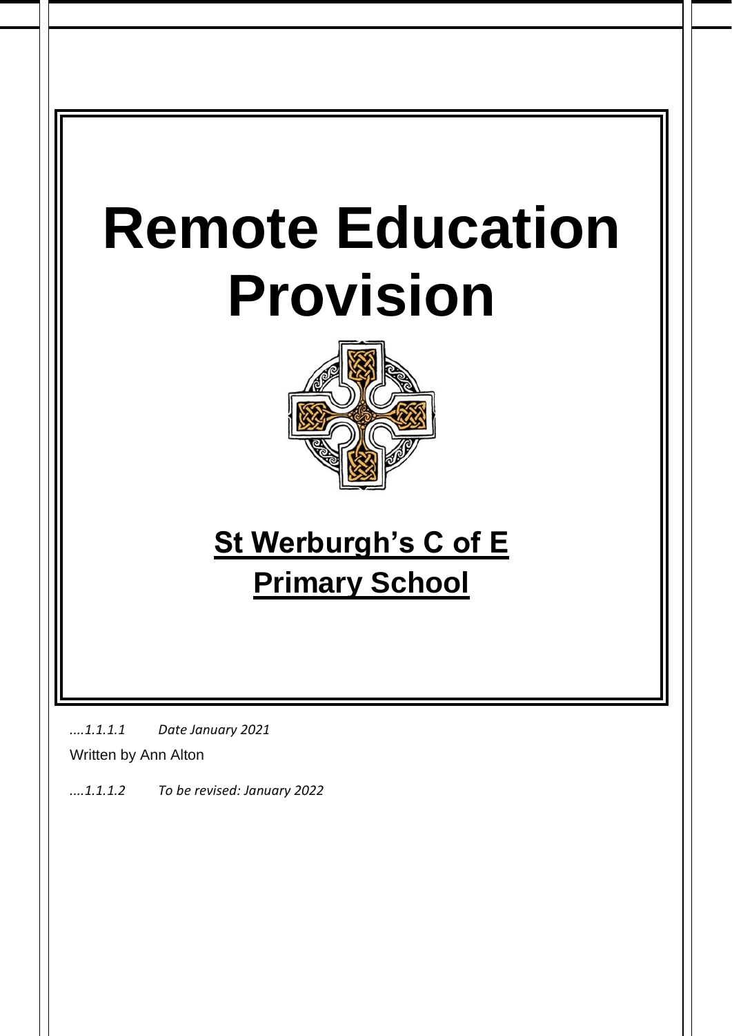# Remote Education Provision

## St Werburgh's C of E Primary School

*....1.1.1.1 Date January 2021*

Written by Ann Alton

*....1.1.1.2 To be revised: January 2022*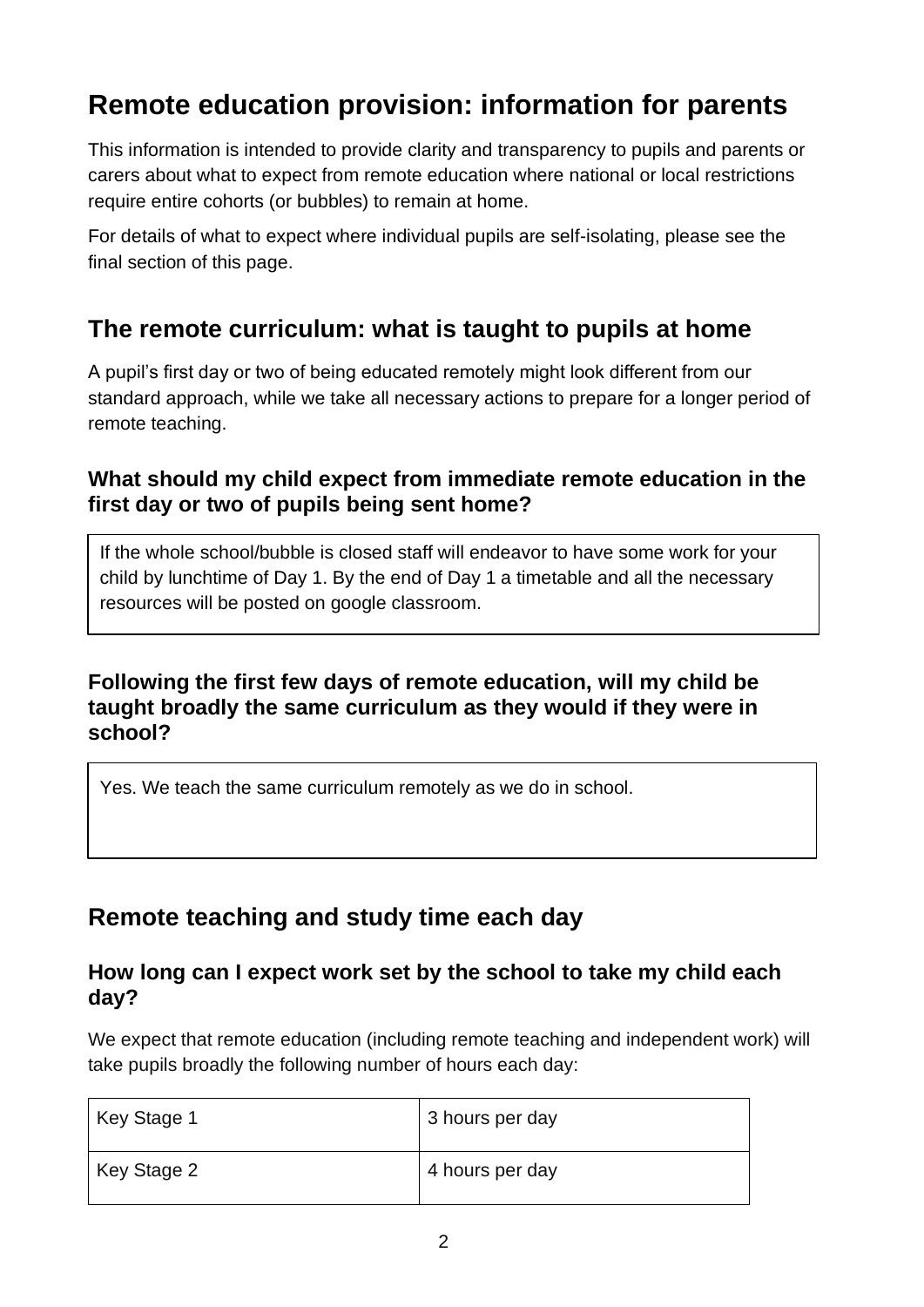# Remote education provision: information for parents

This information is intended to provide clarity and transparency to pupils and parents or carers about what to expect from remote education where national or local restrictions require entire cohorts (or bubbles) to remain at home.

For details of what to expect where individual pupils are self-isolating, please see the final section of this page.

## The remote curriculum: what is taught to pupils at home

A pupil's first day or two of being educated remotely might look different from our standard approach, while we take all necessary actions to prepare for a longer period of remote teaching.

### What should my child expect from immediate remote education in the first day or two of pupils being sent home?

If the whole school/bubble is closed staff will endeavor to have some work for your child by lunchtime of Day 1. By the end of Day 1 a timetable and all the necessary resources will be posted on google classroom.

### Following the first few days of remote education, will my child be taught broadly the same curriculum as they would if they were in school?

Yes. We teach the same curriculum remotely as we do in school.

## Remote teaching and study time each day

### How long can I expect work set by the school to take my child each day?

We expect that remote education (including remote teaching and independent work) will take pupils broadly the following number of hours each day:

| | |
|---|---|
| Key Stage 1 | 3 hours per day |
| Key Stage 2 | 4 hours per day |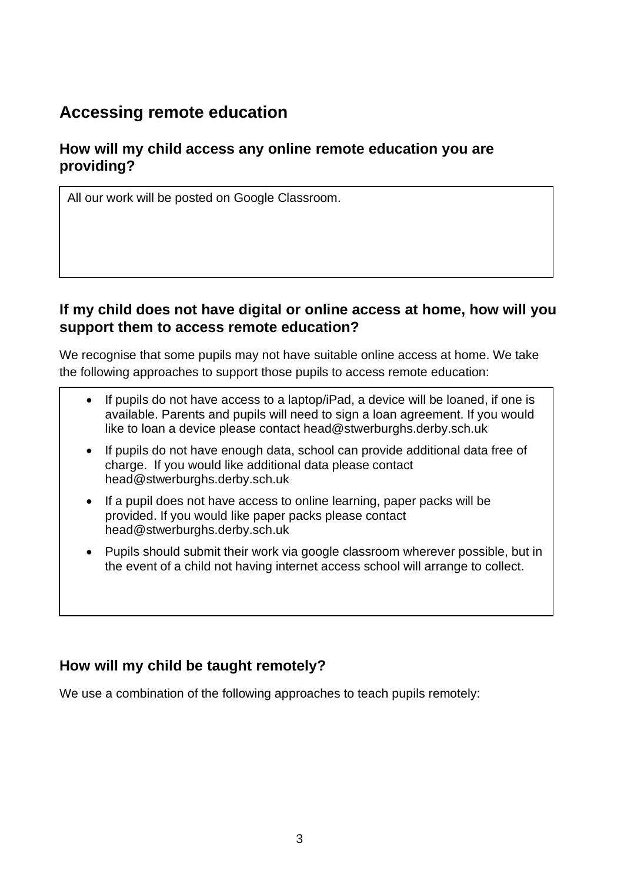## Accessing remote education

### How will my child access any online remote education you are providing?

All our work will be posted on Google Classroom.

### If my child does not have digital or online access at home, how will you support them to access remote education?

We recognise that some pupils may not have suitable online access at home. We take the following approaches to support those pupils to access remote education:

- If pupils do not have access to a laptop/iPad, a device will be loaned, if one is available. Parents and pupils will need to sign a loan agreement. If you would like to loan a device please contact head@stwerburghs.derby.sch.uk
- If pupils do not have enough data, school can provide additional data free of charge. If you would like additional data please contact head@stwerburghs.derby.sch.uk
- If a pupil does not have access to online learning, paper packs will be provided. If you would like paper packs please contact head@stwerburghs.derby.sch.uk
- Pupils should submit their work via google classroom wherever possible, but in the event of a child not having internet access school will arrange to collect.

### How will my child be taught remotely?

We use a combination of the following approaches to teach pupils remotely: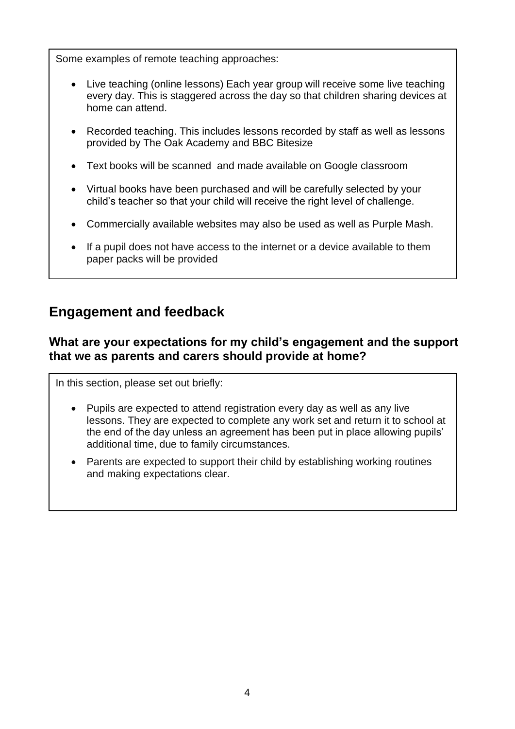Some examples of remote teaching approaches:

- Live teaching (online lessons) Each year group will receive some live teaching every day. This is staggered across the day so that children sharing devices at home can attend.
- Recorded teaching. This includes lessons recorded by staff as well as lessons provided by The Oak Academy and BBC Bitesize
- Text books will be scanned and made available on Google classroom
- Virtual books have been purchased and will be carefully selected by your child's teacher so that your child will receive the right level of challenge.
- Commercially available websites may also be used as well as Purple Mash.
- If a pupil does not have access to the internet or a device available to them paper packs will be provided

## Engagement and feedback

### What are your expectations for my child's engagement and the support that we as parents and carers should provide at home?

In this section, please set out briefly:

- Pupils are expected to attend registration every day as well as any live lessons. They are expected to complete any work set and return it to school at the end of the day unless an agreement has been put in place allowing pupils' additional time, due to family circumstances.
- Parents are expected to support their child by establishing working routines and making expectations clear.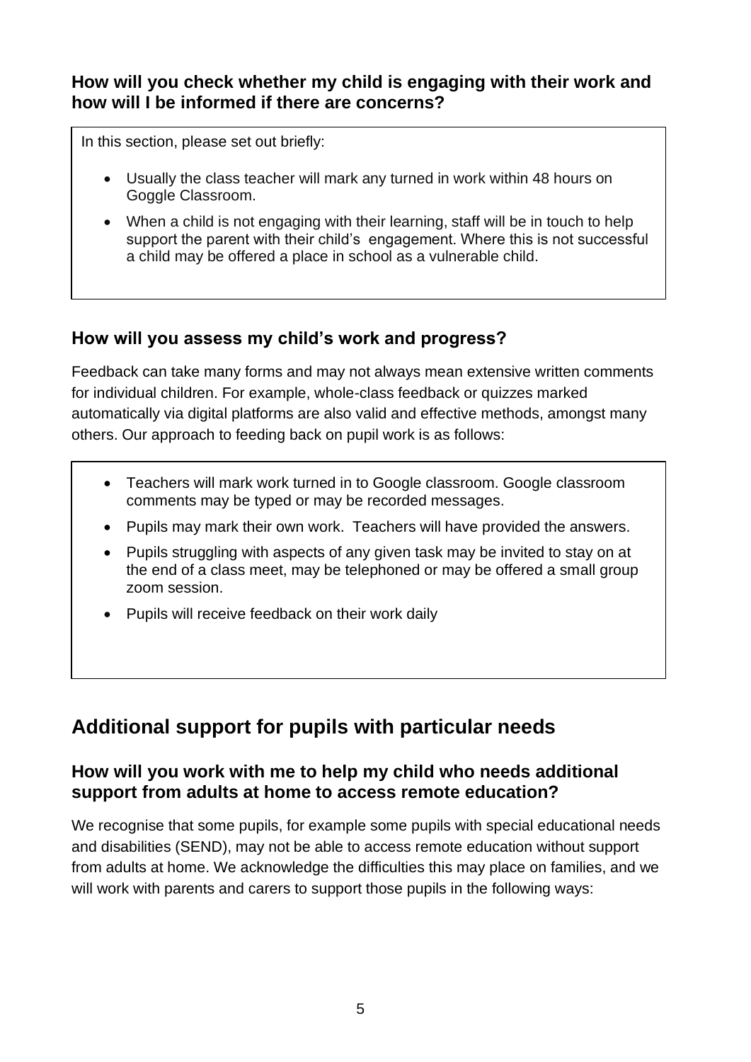### How will you check whether my child is engaging with their work and how will I be informed if there are concerns?

In this section, please set out briefly:

- Usually the class teacher will mark any turned in work within 48 hours on Goggle Classroom.
- When a child is not engaging with their learning, staff will be in touch to help support the parent with their child's engagement. Where this is not successful a child may be offered a place in school as a vulnerable child.

### How will you assess my child's work and progress?

Feedback can take many forms and may not always mean extensive written comments for individual children. For example, whole-class feedback or quizzes marked automatically via digital platforms are also valid and effective methods, amongst many others. Our approach to feeding back on pupil work is as follows:

- Teachers will mark work turned in to Google classroom. Google classroom comments may be typed or may be recorded messages.
- Pupils may mark their own work. Teachers will have provided the answers.
- Pupils struggling with aspects of any given task may be invited to stay on at the end of a class meet, may be telephoned or may be offered a small group zoom session.
- Pupils will receive feedback on their work daily

## Additional support for pupils with particular needs

### How will you work with me to help my child who needs additional support from adults at home to access remote education?

We recognise that some pupils, for example some pupils with special educational needs and disabilities (SEND), may not be able to access remote education without support from adults at home. We acknowledge the difficulties this may place on families, and we will work with parents and carers to support those pupils in the following ways: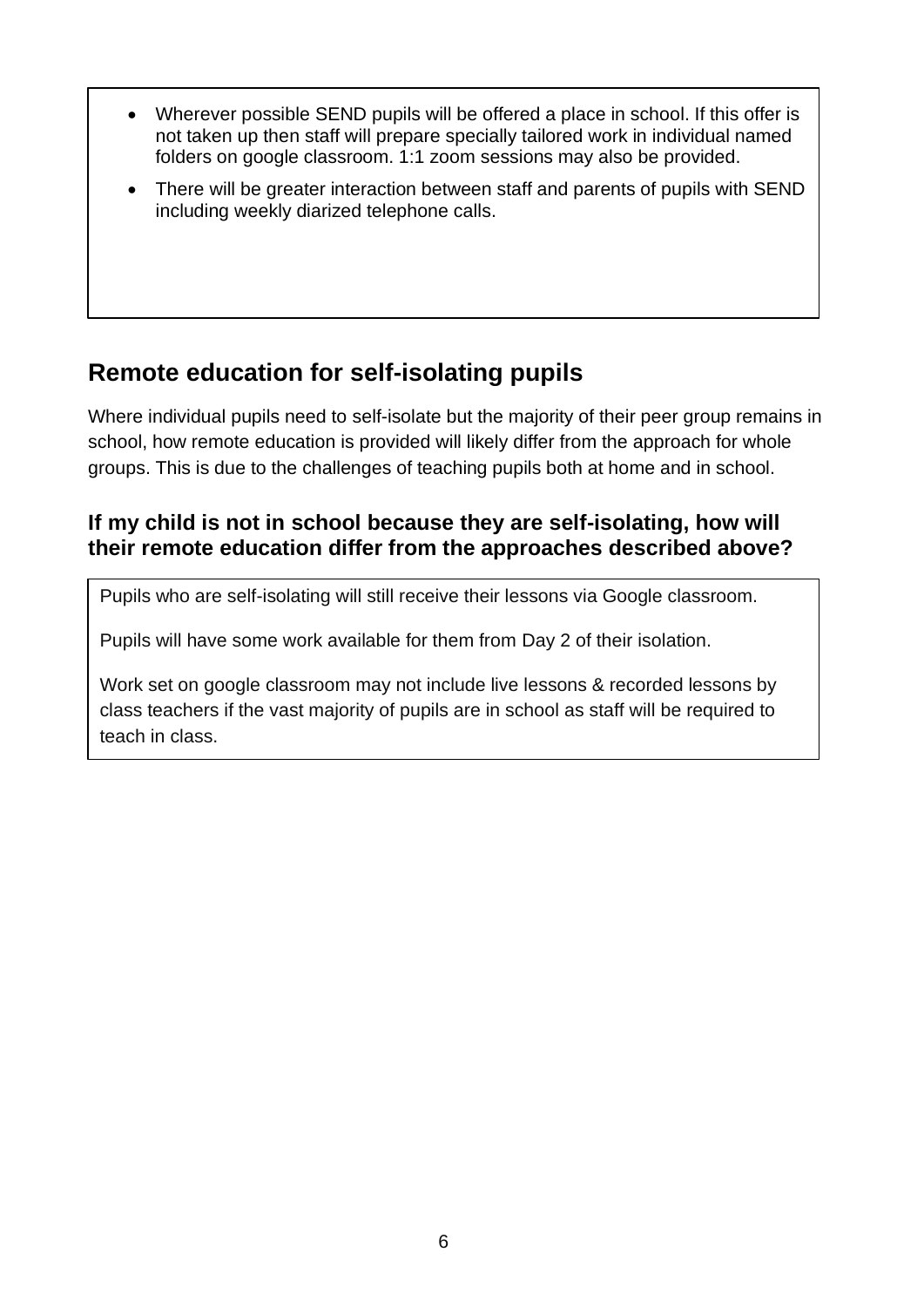- Wherever possible SEND pupils will be offered a place in school. If this offer is not taken up then staff will prepare specially tailored work in individual named folders on google classroom. 1:1 zoom sessions may also be provided.
- There will be greater interaction between staff and parents of pupils with SEND including weekly diarized telephone calls.

## Remote education for self-isolating pupils

Where individual pupils need to self-isolate but the majority of their peer group remains in school, how remote education is provided will likely differ from the approach for whole groups. This is due to the challenges of teaching pupils both at home and in school.

### If my child is not in school because they are self-isolating, how will their remote education differ from the approaches described above?

Pupils who are self-isolating will still receive their lessons via Google classroom.

Pupils will have some work available for them from Day 2 of their isolation.

Work set on google classroom may not include live lessons & recorded lessons by class teachers if the vast majority of pupils are in school as staff will be required to teach in class.